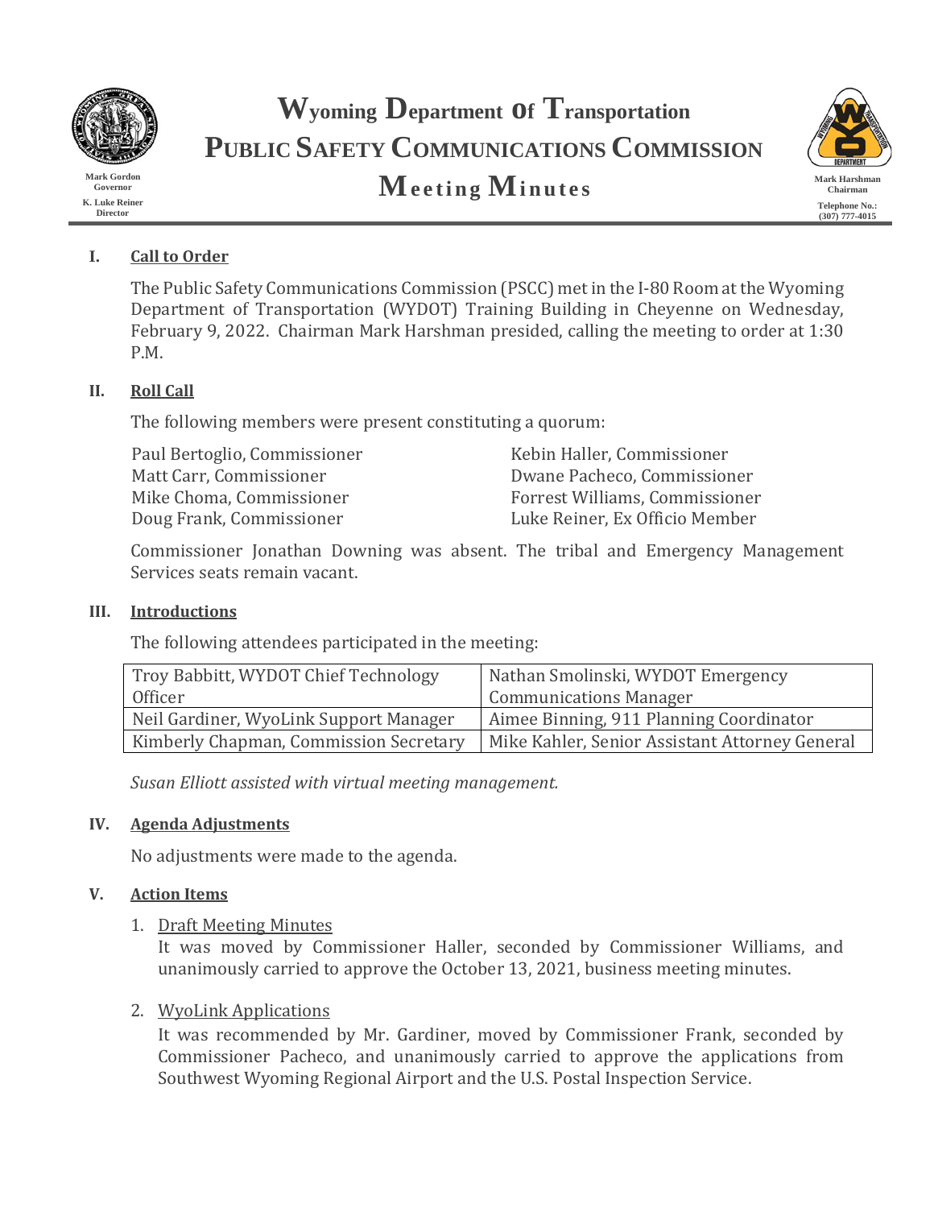Mark Gordon
Governor

K. Luke Reiner
Director

# Wyoming Department of Transportation
# Public Safety Communications Commission
# Meeting Minutes

Mark Harshman
Chairman

Telephone No.:
(307) 777-4015

## I. Call to Order

The Public Safety Communications Commission (PSCC) met in the I-80 Room at the Wyoming Department of Transportation (WYDOT) Training Building in Cheyenne on Wednesday, February 9, 2022. Chairman Mark Harshman presided, calling the meeting to order at 1:30 P.M.

## II. Roll Call

The following members were present constituting a quorum:

Paul Bertoglio, Commissioner
Matt Carr, Commissioner
Mike Choma, Commissioner
Doug Frank, Commissioner
Kebin Haller, Commissioner
Dwane Pacheco, Commissioner
Forrest Williams, Commissioner
Luke Reiner, Ex Officio Member

Commissioner Jonathan Downing was absent. The tribal and Emergency Management Services seats remain vacant.

## III. Introductions

The following attendees participated in the meeting:

| | |
|---|---|
| Troy Babbitt, WYDOT Chief Technology Officer | Nathan Smolinski, WYDOT Emergency Communications Manager |
| Neil Gardiner, WyoLink Support Manager | Aimee Binning, 911 Planning Coordinator |
| Kimberly Chapman, Commission Secretary | Mike Kahler, Senior Assistant Attorney General |

*Susan Elliott assisted with virtual meeting management.*

## IV. Agenda Adjustments

No adjustments were made to the agenda.

## V. Action Items

1. Draft Meeting Minutes
   It was moved by Commissioner Haller, seconded by Commissioner Williams, and unanimously carried to approve the October 13, 2021, business meeting minutes.

2. WyoLink Applications
   It was recommended by Mr. Gardiner, moved by Commissioner Frank, seconded by Commissioner Pacheco, and unanimously carried to approve the applications from Southwest Wyoming Regional Airport and the U.S. Postal Inspection Service.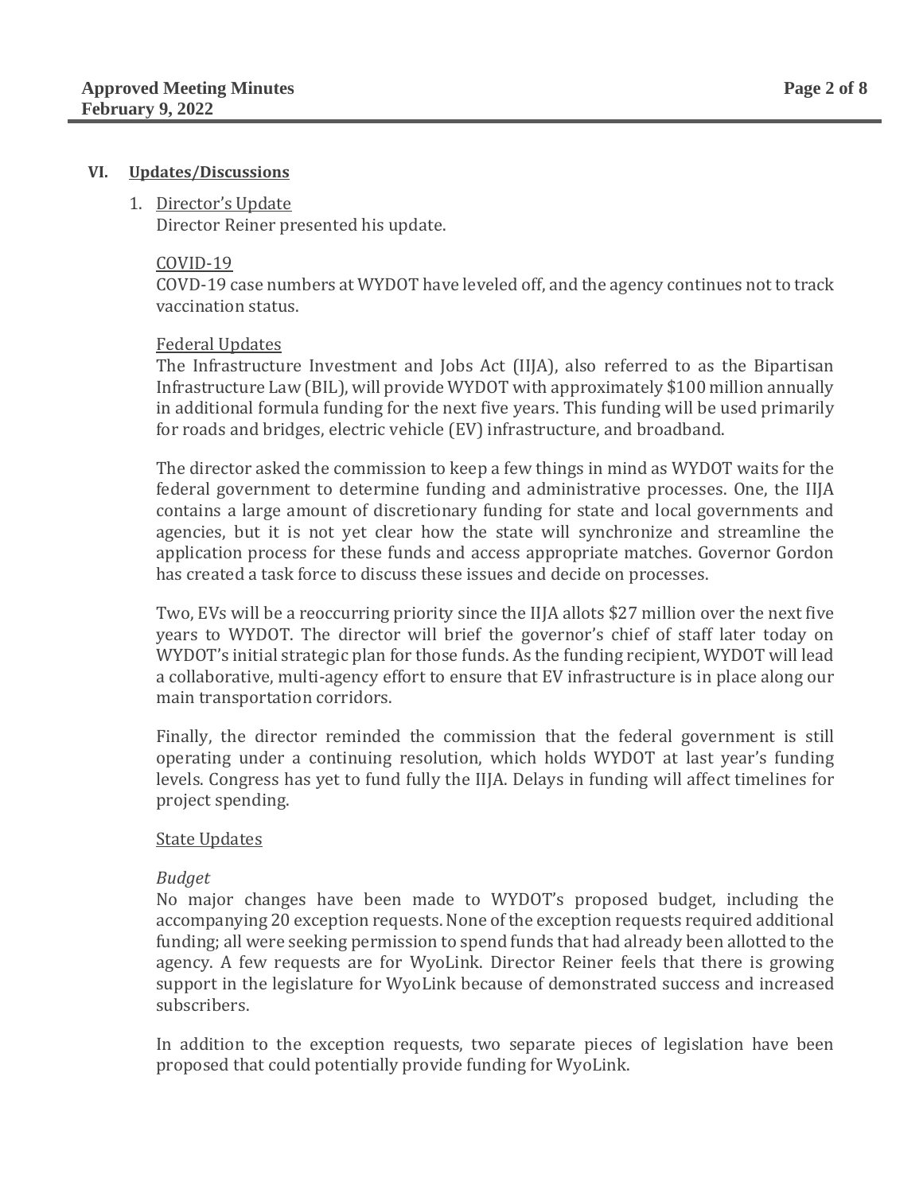## VI. Updates/Discussions

1. Director's Update

   Director Reiner presented his update.

   COVID-19

   COVD-19 case numbers at WYDOT have leveled off, and the agency continues not to track vaccination status.

   Federal Updates

   The Infrastructure Investment and Jobs Act (IIJA), also referred to as the Bipartisan Infrastructure Law (BIL), will provide WYDOT with approximately $100 million annually in additional formula funding for the next five years. This funding will be used primarily for roads and bridges, electric vehicle (EV) infrastructure, and broadband.

   The director asked the commission to keep a few things in mind as WYDOT waits for the federal government to determine funding and administrative processes. One, the IIJA contains a large amount of discretionary funding for state and local governments and agencies, but it is not yet clear how the state will synchronize and streamline the application process for these funds and access appropriate matches. Governor Gordon has created a task force to discuss these issues and decide on processes.

   Two, EVs will be a reoccurring priority since the IIJA allots $27 million over the next five years to WYDOT. The director will brief the governor's chief of staff later today on WYDOT's initial strategic plan for those funds. As the funding recipient, WYDOT will lead a collaborative, multi-agency effort to ensure that EV infrastructure is in place along our main transportation corridors.

   Finally, the director reminded the commission that the federal government is still operating under a continuing resolution, which holds WYDOT at last year's funding levels. Congress has yet to fund fully the IIJA. Delays in funding will affect timelines for project spending.

   State Updates

   *Budget*

   No major changes have been made to WYDOT's proposed budget, including the accompanying 20 exception requests. None of the exception requests required additional funding; all were seeking permission to spend funds that had already been allotted to the agency. A few requests are for WyoLink. Director Reiner feels that there is growing support in the legislature for WyoLink because of demonstrated success and increased subscribers.

   In addition to the exception requests, two separate pieces of legislation have been proposed that could potentially provide funding for WyoLink.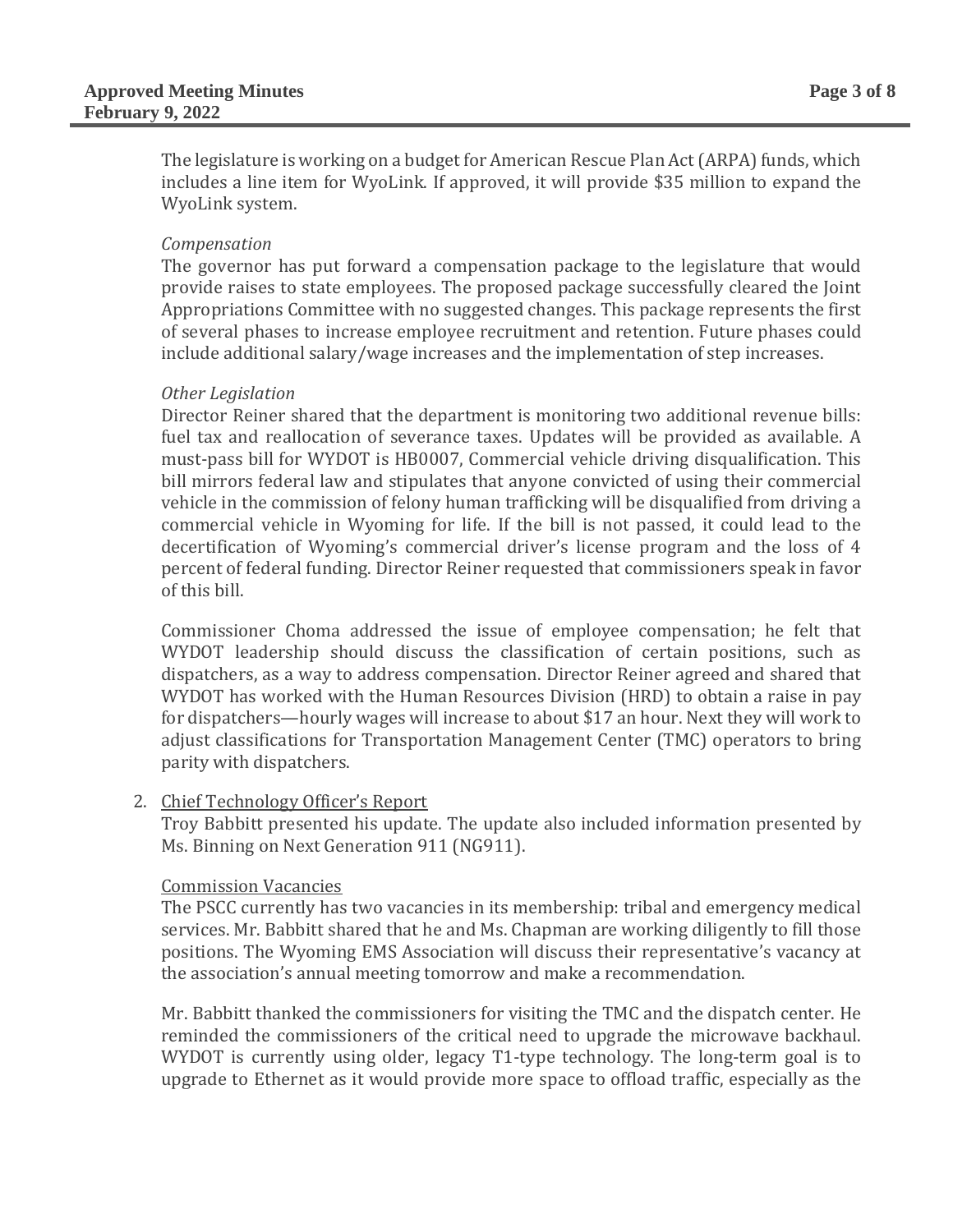The legislature is working on a budget for American Rescue Plan Act (ARPA) funds, which includes a line item for WyoLink. If approved, it will provide $35 million to expand the WyoLink system.

*Compensation*

The governor has put forward a compensation package to the legislature that would provide raises to state employees. The proposed package successfully cleared the Joint Appropriations Committee with no suggested changes. This package represents the first of several phases to increase employee recruitment and retention. Future phases could include additional salary/wage increases and the implementation of step increases.

*Other Legislation*

Director Reiner shared that the department is monitoring two additional revenue bills: fuel tax and reallocation of severance taxes. Updates will be provided as available. A must-pass bill for WYDOT is HB0007, Commercial vehicle driving disqualification. This bill mirrors federal law and stipulates that anyone convicted of using their commercial vehicle in the commission of felony human trafficking will be disqualified from driving a commercial vehicle in Wyoming for life. If the bill is not passed, it could lead to the decertification of Wyoming's commercial driver's license program and the loss of 4 percent of federal funding. Director Reiner requested that commissioners speak in favor of this bill.

Commissioner Choma addressed the issue of employee compensation; he felt that WYDOT leadership should discuss the classification of certain positions, such as dispatchers, as a way to address compensation. Director Reiner agreed and shared that WYDOT has worked with the Human Resources Division (HRD) to obtain a raise in pay for dispatchers—hourly wages will increase to about $17 an hour. Next they will work to adjust classifications for Transportation Management Center (TMC) operators to bring parity with dispatchers.

2. Chief Technology Officer's Report

Troy Babbitt presented his update. The update also included information presented by Ms. Binning on Next Generation 911 (NG911).

Commission Vacancies

The PSCC currently has two vacancies in its membership: tribal and emergency medical services. Mr. Babbitt shared that he and Ms. Chapman are working diligently to fill those positions. The Wyoming EMS Association will discuss their representative's vacancy at the association's annual meeting tomorrow and make a recommendation.

Mr. Babbitt thanked the commissioners for visiting the TMC and the dispatch center. He reminded the commissioners of the critical need to upgrade the microwave backhaul. WYDOT is currently using older, legacy T1-type technology. The long-term goal is to upgrade to Ethernet as it would provide more space to offload traffic, especially as the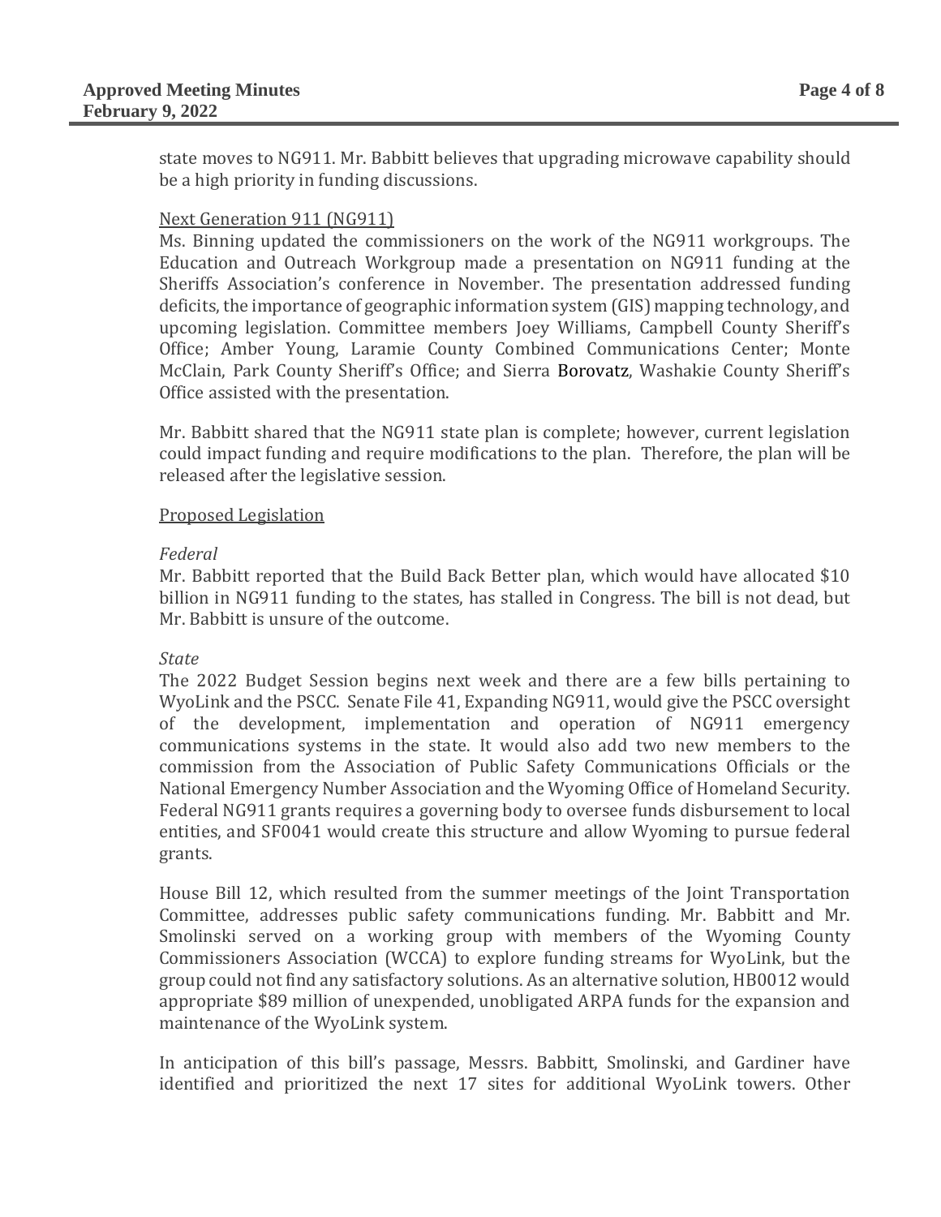state moves to NG911. Mr. Babbitt believes that upgrading microwave capability should be a high priority in funding discussions.

Next Generation 911 (NG911)

Ms. Binning updated the commissioners on the work of the NG911 workgroups. The Education and Outreach Workgroup made a presentation on NG911 funding at the Sheriffs Association's conference in November. The presentation addressed funding deficits, the importance of geographic information system (GIS) mapping technology, and upcoming legislation. Committee members Joey Williams, Campbell County Sheriff's Office; Amber Young, Laramie County Combined Communications Center; Monte McClain, Park County Sheriff's Office; and Sierra Borovatz, Washakie County Sheriff's Office assisted with the presentation.

Mr. Babbitt shared that the NG911 state plan is complete; however, current legislation could impact funding and require modifications to the plan. Therefore, the plan will be released after the legislative session.

Proposed Legislation

*Federal*

Mr. Babbitt reported that the Build Back Better plan, which would have allocated $10 billion in NG911 funding to the states, has stalled in Congress. The bill is not dead, but Mr. Babbitt is unsure of the outcome.

*State*

The 2022 Budget Session begins next week and there are a few bills pertaining to WyoLink and the PSCC. Senate File 41, Expanding NG911, would give the PSCC oversight of the development, implementation and operation of NG911 emergency communications systems in the state. It would also add two new members to the commission from the Association of Public Safety Communications Officials or the National Emergency Number Association and the Wyoming Office of Homeland Security. Federal NG911 grants requires a governing body to oversee funds disbursement to local entities, and SF0041 would create this structure and allow Wyoming to pursue federal grants.

House Bill 12, which resulted from the summer meetings of the Joint Transportation Committee, addresses public safety communications funding. Mr. Babbitt and Mr. Smolinski served on a working group with members of the Wyoming County Commissioners Association (WCCA) to explore funding streams for WyoLink, but the group could not find any satisfactory solutions. As an alternative solution, HB0012 would appropriate $89 million of unexpended, unobligated ARPA funds for the expansion and maintenance of the WyoLink system.

In anticipation of this bill's passage, Messrs. Babbitt, Smolinski, and Gardiner have identified and prioritized the next 17 sites for additional WyoLink towers. Other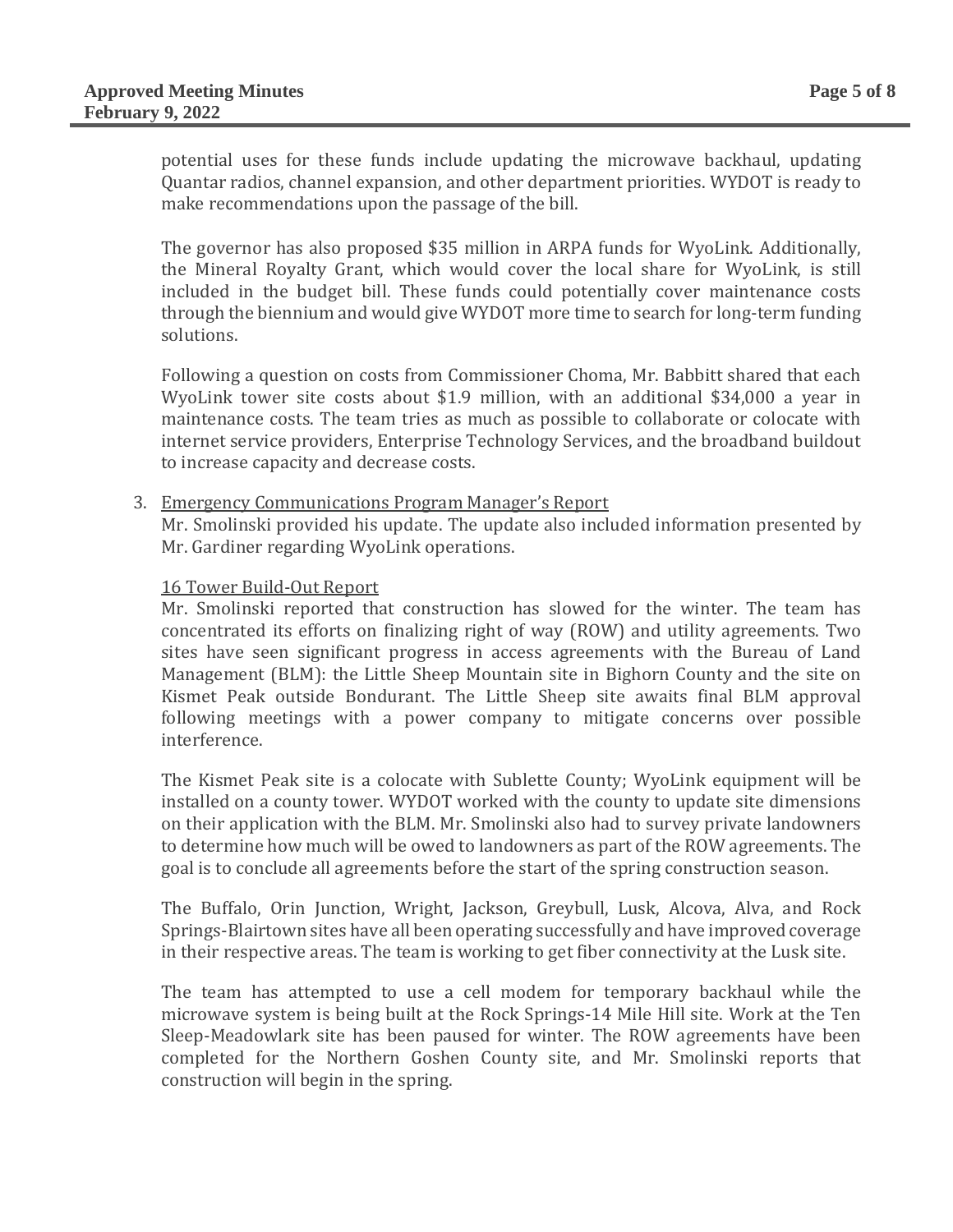potential uses for these funds include updating the microwave backhaul, updating Quantar radios, channel expansion, and other department priorities. WYDOT is ready to make recommendations upon the passage of the bill.

The governor has also proposed $35 million in ARPA funds for WyoLink. Additionally, the Mineral Royalty Grant, which would cover the local share for WyoLink, is still included in the budget bill. These funds could potentially cover maintenance costs through the biennium and would give WYDOT more time to search for long-term funding solutions.

Following a question on costs from Commissioner Choma, Mr. Babbitt shared that each WyoLink tower site costs about $1.9 million, with an additional $34,000 a year in maintenance costs. The team tries as much as possible to collaborate or colocate with internet service providers, Enterprise Technology Services, and the broadband buildout to increase capacity and decrease costs.

3. Emergency Communications Program Manager's Report
   Mr. Smolinski provided his update. The update also included information presented by Mr. Gardiner regarding WyoLink operations.

   16 Tower Build-Out Report
   Mr. Smolinski reported that construction has slowed for the winter. The team has concentrated its efforts on finalizing right of way (ROW) and utility agreements. Two sites have seen significant progress in access agreements with the Bureau of Land Management (BLM): the Little Sheep Mountain site in Bighorn County and the site on Kismet Peak outside Bondurant. The Little Sheep site awaits final BLM approval following meetings with a power company to mitigate concerns over possible interference.

   The Kismet Peak site is a colocate with Sublette County; WyoLink equipment will be installed on a county tower. WYDOT worked with the county to update site dimensions on their application with the BLM. Mr. Smolinski also had to survey private landowners to determine how much will be owed to landowners as part of the ROW agreements. The goal is to conclude all agreements before the start of the spring construction season.

   The Buffalo, Orin Junction, Wright, Jackson, Greybull, Lusk, Alcova, Alva, and Rock Springs-Blairtown sites have all been operating successfully and have improved coverage in their respective areas. The team is working to get fiber connectivity at the Lusk site.

   The team has attempted to use a cell modem for temporary backhaul while the microwave system is being built at the Rock Springs-14 Mile Hill site. Work at the Ten Sleep-Meadowlark site has been paused for winter. The ROW agreements have been completed for the Northern Goshen County site, and Mr. Smolinski reports that construction will begin in the spring.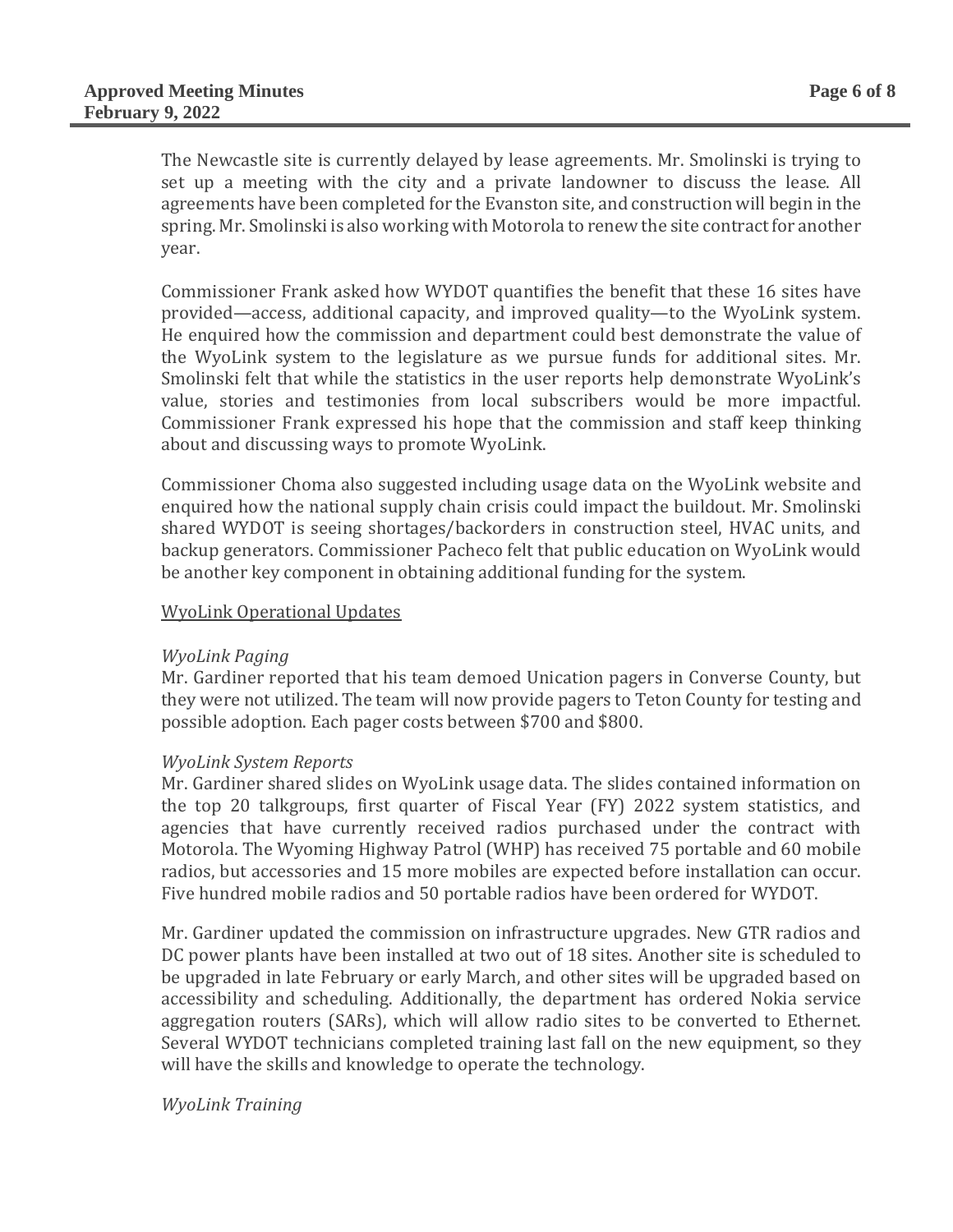The Newcastle site is currently delayed by lease agreements. Mr. Smolinski is trying to set up a meeting with the city and a private landowner to discuss the lease. All agreements have been completed for the Evanston site, and construction will begin in the spring. Mr. Smolinski is also working with Motorola to renew the site contract for another year.

Commissioner Frank asked how WYDOT quantifies the benefit that these 16 sites have provided—access, additional capacity, and improved quality—to the WyoLink system. He enquired how the commission and department could best demonstrate the value of the WyoLink system to the legislature as we pursue funds for additional sites. Mr. Smolinski felt that while the statistics in the user reports help demonstrate WyoLink's value, stories and testimonies from local subscribers would be more impactful. Commissioner Frank expressed his hope that the commission and staff keep thinking about and discussing ways to promote WyoLink.

Commissioner Choma also suggested including usage data on the WyoLink website and enquired how the national supply chain crisis could impact the buildout. Mr. Smolinski shared WYDOT is seeing shortages/backorders in construction steel, HVAC units, and backup generators. Commissioner Pacheco felt that public education on WyoLink would be another key component in obtaining additional funding for the system.

<u>WyoLink Operational Updates</u>

*WyoLink Paging*

Mr. Gardiner reported that his team demoed Unication pagers in Converse County, but they were not utilized. The team will now provide pagers to Teton County for testing and possible adoption. Each pager costs between $700 and $800.

*WyoLink System Reports*

Mr. Gardiner shared slides on WyoLink usage data. The slides contained information on the top 20 talkgroups, first quarter of Fiscal Year (FY) 2022 system statistics, and agencies that have currently received radios purchased under the contract with Motorola. The Wyoming Highway Patrol (WHP) has received 75 portable and 60 mobile radios, but accessories and 15 more mobiles are expected before installation can occur. Five hundred mobile radios and 50 portable radios have been ordered for WYDOT.

Mr. Gardiner updated the commission on infrastructure upgrades. New GTR radios and DC power plants have been installed at two out of 18 sites. Another site is scheduled to be upgraded in late February or early March, and other sites will be upgraded based on accessibility and scheduling. Additionally, the department has ordered Nokia service aggregation routers (SARs), which will allow radio sites to be converted to Ethernet. Several WYDOT technicians completed training last fall on the new equipment, so they will have the skills and knowledge to operate the technology.

*WyoLink Training*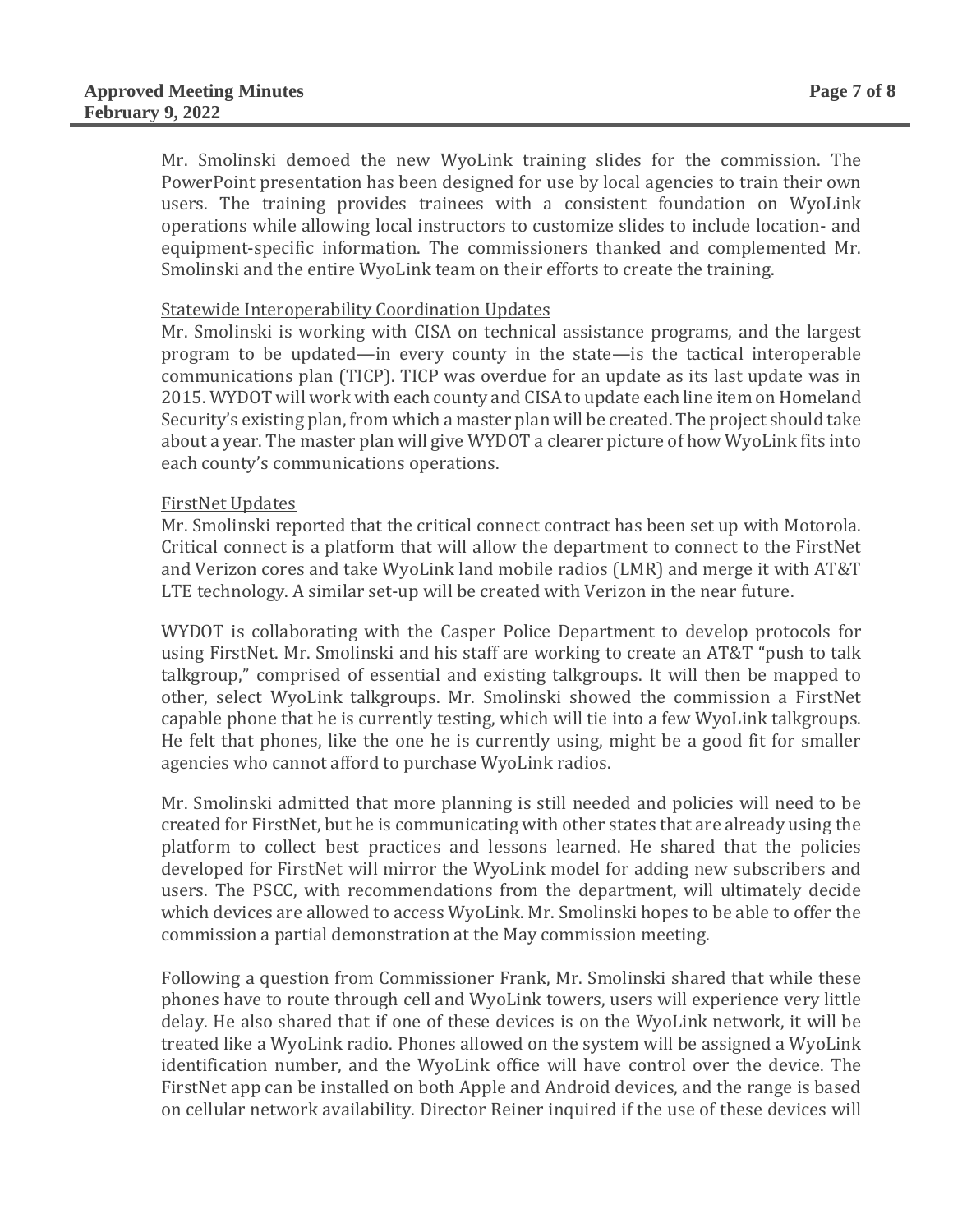Mr. Smolinski demoed the new WyoLink training slides for the commission. The PowerPoint presentation has been designed for use by local agencies to train their own users. The training provides trainees with a consistent foundation on WyoLink operations while allowing local instructors to customize slides to include location- and equipment-specific information. The commissioners thanked and complemented Mr. Smolinski and the entire WyoLink team on their efforts to create the training.

Statewide Interoperability Coordination Updates

Mr. Smolinski is working with CISA on technical assistance programs, and the largest program to be updated—in every county in the state—is the tactical interoperable communications plan (TICP). TICP was overdue for an update as its last update was in 2015. WYDOT will work with each county and CISA to update each line item on Homeland Security's existing plan, from which a master plan will be created. The project should take about a year. The master plan will give WYDOT a clearer picture of how WyoLink fits into each county's communications operations.

FirstNet Updates

Mr. Smolinski reported that the critical connect contract has been set up with Motorola. Critical connect is a platform that will allow the department to connect to the FirstNet and Verizon cores and take WyoLink land mobile radios (LMR) and merge it with AT&T LTE technology. A similar set-up will be created with Verizon in the near future.

WYDOT is collaborating with the Casper Police Department to develop protocols for using FirstNet. Mr. Smolinski and his staff are working to create an AT&T "push to talk talkgroup," comprised of essential and existing talkgroups. It will then be mapped to other, select WyoLink talkgroups. Mr. Smolinski showed the commission a FirstNet capable phone that he is currently testing, which will tie into a few WyoLink talkgroups. He felt that phones, like the one he is currently using, might be a good fit for smaller agencies who cannot afford to purchase WyoLink radios.

Mr. Smolinski admitted that more planning is still needed and policies will need to be created for FirstNet, but he is communicating with other states that are already using the platform to collect best practices and lessons learned. He shared that the policies developed for FirstNet will mirror the WyoLink model for adding new subscribers and users. The PSCC, with recommendations from the department, will ultimately decide which devices are allowed to access WyoLink. Mr. Smolinski hopes to be able to offer the commission a partial demonstration at the May commission meeting.

Following a question from Commissioner Frank, Mr. Smolinski shared that while these phones have to route through cell and WyoLink towers, users will experience very little delay. He also shared that if one of these devices is on the WyoLink network, it will be treated like a WyoLink radio. Phones allowed on the system will be assigned a WyoLink identification number, and the WyoLink office will have control over the device. The FirstNet app can be installed on both Apple and Android devices, and the range is based on cellular network availability. Director Reiner inquired if the use of these devices will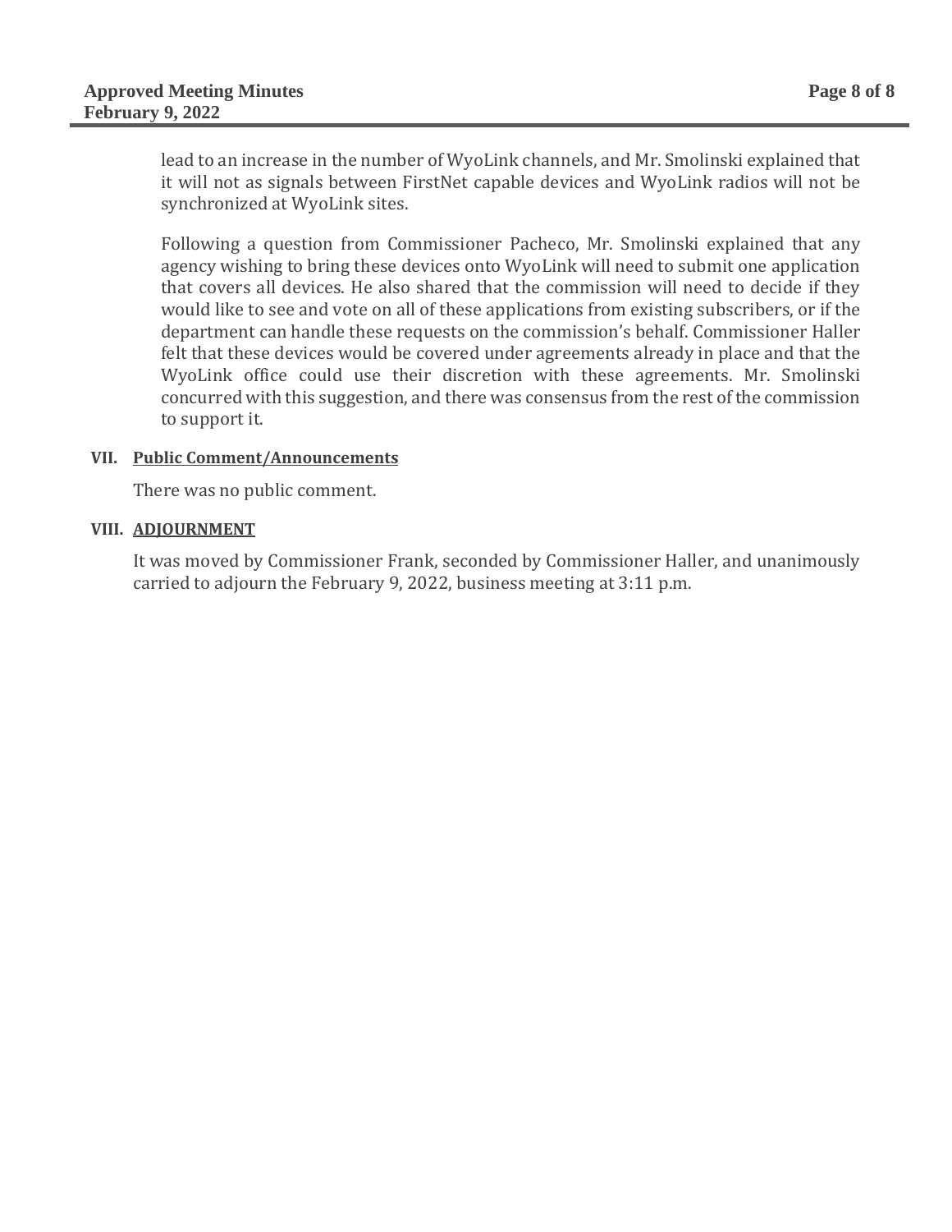lead to an increase in the number of WyoLink channels, and Mr. Smolinski explained that it will not as signals between FirstNet capable devices and WyoLink radios will not be synchronized at WyoLink sites.

Following a question from Commissioner Pacheco, Mr. Smolinski explained that any agency wishing to bring these devices onto WyoLink will need to submit one application that covers all devices. He also shared that the commission will need to decide if they would like to see and vote on all of these applications from existing subscribers, or if the department can handle these requests on the commission's behalf. Commissioner Haller felt that these devices would be covered under agreements already in place and that the WyoLink office could use their discretion with these agreements. Mr. Smolinski concurred with this suggestion, and there was consensus from the rest of the commission to support it.

## VII. Public Comment/Announcements

There was no public comment.

## VIII. ADJOURNMENT

It was moved by Commissioner Frank, seconded by Commissioner Haller, and unanimously carried to adjourn the February 9, 2022, business meeting at 3:11 p.m.